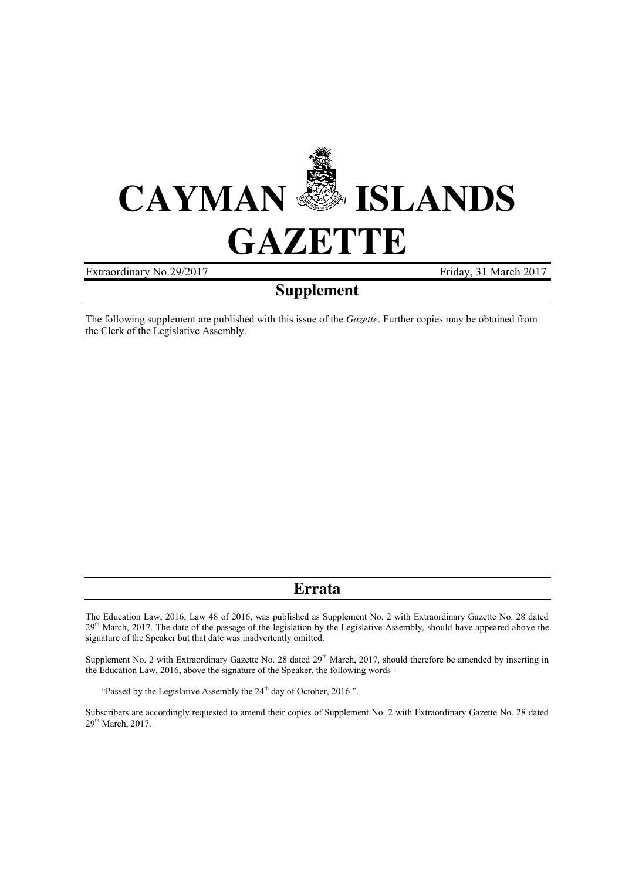# CAYMAN ISLANDS GAZETTE

Extraordinary No.29/2017 Friday, 31 March 2017

## Supplement

The following supplement are published with this issue of the *Gazette*. Further copies may be obtained from the Clerk of the Legislative Assembly.

## Errata

The Education Law, 2016, Law 48 of 2016, was published as Supplement No. 2 with Extraordinary Gazette No. 28 dated 29th March, 2017. The date of the passage of the legislation by the Legislative Assembly, should have appeared above the signature of the Speaker but that date was inadvertently omitted.

Supplement No. 2 with Extraordinary Gazette No. 28 dated 29th March, 2017, should therefore be amended by inserting in the Education Law, 2016, above the signature of the Speaker, the following words -

"Passed by the Legislative Assembly the 24th day of October, 2016.".

Subscribers are accordingly requested to amend their copies of Supplement No. 2 with Extraordinary Gazette No. 28 dated 29th March, 2017.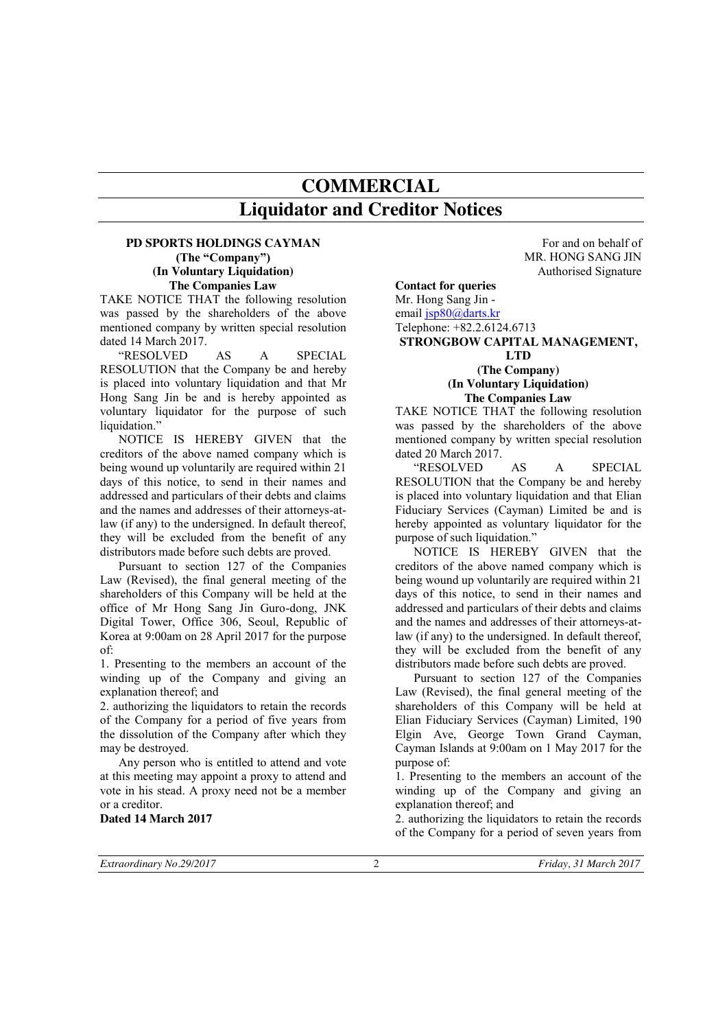# COMMERCIAL

## Liquidator and Creditor Notices

**PD SPORTS HOLDINGS CAYMAN**
**(The "Company")**
**(In Voluntary Liquidation)**
**The Companies Law**

TAKE NOTICE THAT the following resolution was passed by the shareholders of the above mentioned company by written special resolution dated 14 March 2017.

"RESOLVED AS A SPECIAL RESOLUTION that the Company be and hereby is placed into voluntary liquidation and that Mr Hong Sang Jin be and is hereby appointed as voluntary liquidator for the purpose of such liquidation."

NOTICE IS HEREBY GIVEN that the creditors of the above named company which is being wound up voluntarily are required within 21 days of this notice, to send in their names and addressed and particulars of their debts and claims and the names and addresses of their attorneys-at-law (if any) to the undersigned. In default thereof, they will be excluded from the benefit of any distributors made before such debts are proved.

Pursuant to section 127 of the Companies Law (Revised), the final general meeting of the shareholders of this Company will be held at the office of Mr Hong Sang Jin Guro-dong, JNK Digital Tower, Office 306, Seoul, Republic of Korea at 9:00am on 28 April 2017 for the purpose of:

1. Presenting to the members an account of the winding up of the Company and giving an explanation thereof; and
2. authorizing the liquidators to retain the records of the Company for a period of five years from the dissolution of the Company after which they may be destroyed.

Any person who is entitled to attend and vote at this meeting may appoint a proxy to attend and vote in his stead. A proxy need not be a member or a creditor.

**Dated 14 March 2017**

For and on behalf of
MR. HONG SANG JIN
Authorised Signature

**Contact for queries**
Mr. Hong Sang Jin -
email jsp80@darts.kr
Telephone: +82.2.6124.6713

**STRONGBOW CAPITAL MANAGEMENT, LTD**
**(The Company)**
**(In Voluntary Liquidation)**
**The Companies Law**

TAKE NOTICE THAT the following resolution was passed by the shareholders of the above mentioned company by written special resolution dated 20 March 2017.

"RESOLVED AS A SPECIAL RESOLUTION that the Company be and hereby is placed into voluntary liquidation and that Elian Fiduciary Services (Cayman) Limited be and is hereby appointed as voluntary liquidator for the purpose of such liquidation."

NOTICE IS HEREBY GIVEN that the creditors of the above named company which is being wound up voluntarily are required within 21 days of this notice, to send in their names and addressed and particulars of their debts and claims and the names and addresses of their attorneys-at-law (if any) to the undersigned. In default thereof, they will be excluded from the benefit of any distributors made before such debts are proved.

Pursuant to section 127 of the Companies Law (Revised), the final general meeting of the shareholders of this Company will be held at Elian Fiduciary Services (Cayman) Limited, 190 Elgin Ave, George Town Grand Cayman, Cayman Islands at 9:00am on 1 May 2017 for the purpose of:

1. Presenting to the members an account of the winding up of the Company and giving an explanation thereof; and
2. authorizing the liquidators to retain the records of the Company for a period of seven years from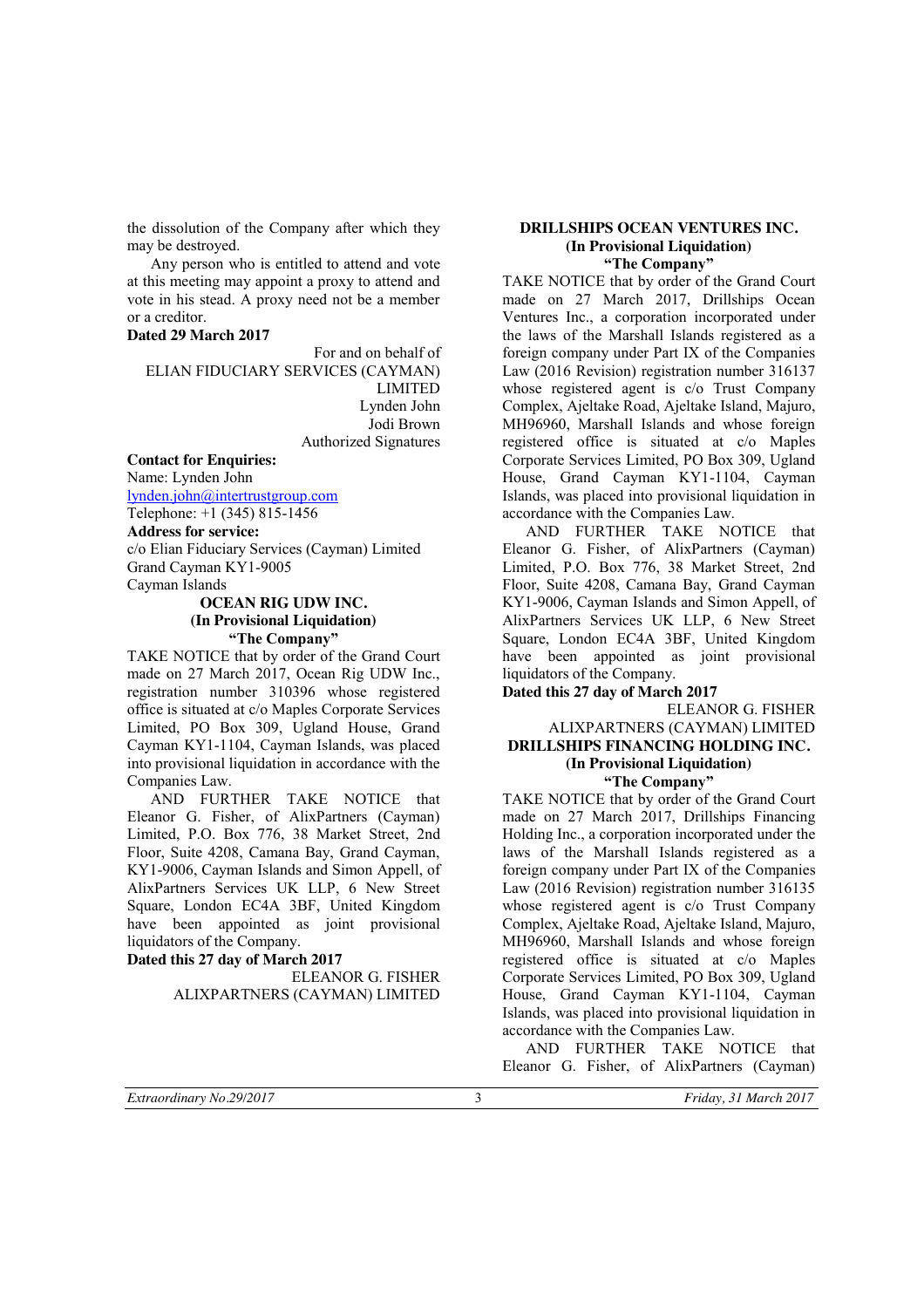the dissolution of the Company after which they may be destroyed.

Any person who is entitled to attend and vote at this meeting may appoint a proxy to attend and vote in his stead. A proxy need not be a member or a creditor.

**Dated 29 March 2017**

For and on behalf of
ELIAN FIDUCIARY SERVICES (CAYMAN) LIMITED
Lynden John
Jodi Brown
Authorized Signatures

**Contact for Enquiries:**
Name: Lynden John
lynden.john@intertrustgroup.com
Telephone: +1 (345) 815-1456

**Address for service:**
c/o Elian Fiduciary Services (Cayman) Limited
Grand Cayman KY1-9005
Cayman Islands

**OCEAN RIG UDW INC.**
**(In Provisional Liquidation)**
**"The Company"**

TAKE NOTICE that by order of the Grand Court made on 27 March 2017, Ocean Rig UDW Inc., registration number 310396 whose registered office is situated at c/o Maples Corporate Services Limited, PO Box 309, Ugland House, Grand Cayman KY1-1104, Cayman Islands, was placed into provisional liquidation in accordance with the Companies Law.

AND FURTHER TAKE NOTICE that Eleanor G. Fisher, of AlixPartners (Cayman) Limited, P.O. Box 776, 38 Market Street, 2nd Floor, Suite 4208, Camana Bay, Grand Cayman, KY1-9006, Cayman Islands and Simon Appell, of AlixPartners Services UK LLP, 6 New Street Square, London EC4A 3BF, United Kingdom have been appointed as joint provisional liquidators of the Company.

**Dated this 27 day of March 2017**

ELEANOR G. FISHER
ALIXPARTNERS (CAYMAN) LIMITED

**DRILLSHIPS OCEAN VENTURES INC.**
**(In Provisional Liquidation)**
**"The Company"**

TAKE NOTICE that by order of the Grand Court made on 27 March 2017, Drillships Ocean Ventures Inc., a corporation incorporated under the laws of the Marshall Islands registered as a foreign company under Part IX of the Companies Law (2016 Revision) registration number 316137 whose registered agent is c/o Trust Company Complex, Ajeltake Road, Ajeltake Island, Majuro, MH96960, Marshall Islands and whose foreign registered office is situated at c/o Maples Corporate Services Limited, PO Box 309, Ugland House, Grand Cayman KY1-1104, Cayman Islands, was placed into provisional liquidation in accordance with the Companies Law.

AND FURTHER TAKE NOTICE that Eleanor G. Fisher, of AlixPartners (Cayman) Limited, P.O. Box 776, 38 Market Street, 2nd Floor, Suite 4208, Camana Bay, Grand Cayman KY1-9006, Cayman Islands and Simon Appell, of AlixPartners Services UK LLP, 6 New Street Square, London EC4A 3BF, United Kingdom have been appointed as joint provisional liquidators of the Company.

**Dated this 27 day of March 2017**

ELEANOR G. FISHER
ALIXPARTNERS (CAYMAN) LIMITED

**DRILLSHIPS FINANCING HOLDING INC.**
**(In Provisional Liquidation)**
**"The Company"**

TAKE NOTICE that by order of the Grand Court made on 27 March 2017, Drillships Financing Holding Inc., a corporation incorporated under the laws of the Marshall Islands registered as a foreign company under Part IX of the Companies Law (2016 Revision) registration number 316135 whose registered agent is c/o Trust Company Complex, Ajeltake Road, Ajeltake Island, Majuro, MH96960, Marshall Islands and whose foreign registered office is situated at c/o Maples Corporate Services Limited, PO Box 309, Ugland House, Grand Cayman KY1-1104, Cayman Islands, was placed into provisional liquidation in accordance with the Companies Law.

AND FURTHER TAKE NOTICE that Eleanor G. Fisher, of AlixPartners (Cayman)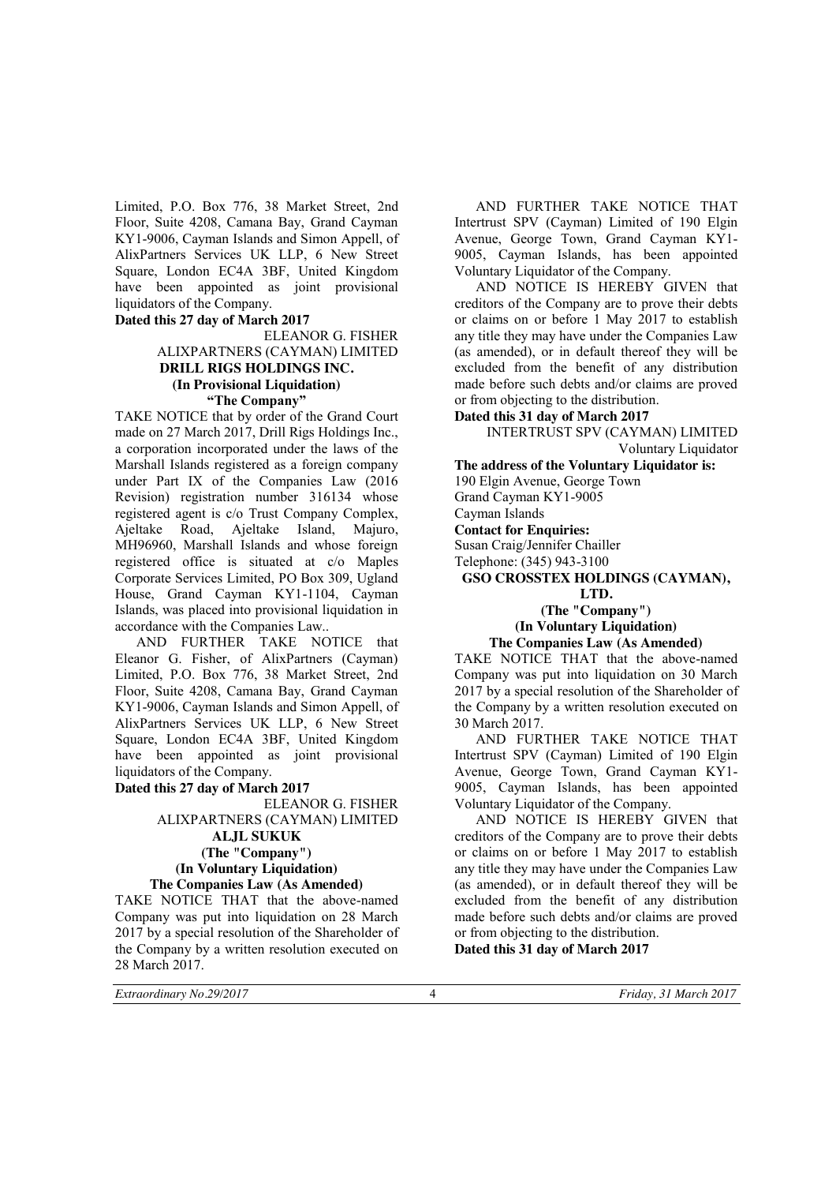Limited, P.O. Box 776, 38 Market Street, 2nd Floor, Suite 4208, Camana Bay, Grand Cayman KY1-9006, Cayman Islands and Simon Appell, of AlixPartners Services UK LLP, 6 New Street Square, London EC4A 3BF, United Kingdom have been appointed as joint provisional liquidators of the Company.

**Dated this 27 day of March 2017**

ELEANOR G. FISHER
ALIXPARTNERS (CAYMAN) LIMITED

**DRILL RIGS HOLDINGS INC.**
**(In Provisional Liquidation)**
**"The Company"**

TAKE NOTICE that by order of the Grand Court made on 27 March 2017, Drill Rigs Holdings Inc., a corporation incorporated under the laws of the Marshall Islands registered as a foreign company under Part IX of the Companies Law (2016 Revision) registration number 316134 whose registered agent is c/o Trust Company Complex, Ajeltake Road, Ajeltake Island, Majuro, MH96960, Marshall Islands and whose foreign registered office is situated at c/o Maples Corporate Services Limited, PO Box 309, Ugland House, Grand Cayman KY1-1104, Cayman Islands, was placed into provisional liquidation in accordance with the Companies Law..

AND FURTHER TAKE NOTICE that Eleanor G. Fisher, of AlixPartners (Cayman) Limited, P.O. Box 776, 38 Market Street, 2nd Floor, Suite 4208, Camana Bay, Grand Cayman KY1-9006, Cayman Islands and Simon Appell, of AlixPartners Services UK LLP, 6 New Street Square, London EC4A 3BF, United Kingdom have been appointed as joint provisional liquidators of the Company.

**Dated this 27 day of March 2017**

ELEANOR G. FISHER
ALIXPARTNERS (CAYMAN) LIMITED

**ALJL SUKUK**
**(The "Company")**
**(In Voluntary Liquidation)**
**The Companies Law (As Amended)**

TAKE NOTICE THAT that the above-named Company was put into liquidation on 28 March 2017 by a special resolution of the Shareholder of the Company by a written resolution executed on 28 March 2017.

AND FURTHER TAKE NOTICE THAT Intertrust SPV (Cayman) Limited of 190 Elgin Avenue, George Town, Grand Cayman KY1-9005, Cayman Islands, has been appointed Voluntary Liquidator of the Company.

AND NOTICE IS HEREBY GIVEN that creditors of the Company are to prove their debts or claims on or before 1 May 2017 to establish any title they may have under the Companies Law (as amended), or in default thereof they will be excluded from the benefit of any distribution made before such debts and/or claims are proved or from objecting to the distribution.

**Dated this 31 day of March 2017**

INTERTRUST SPV (CAYMAN) LIMITED
Voluntary Liquidator

**The address of the Voluntary Liquidator is:**
190 Elgin Avenue, George Town
Grand Cayman KY1-9005
Cayman Islands

**Contact for Enquiries:**
Susan Craig/Jennifer Chailler
Telephone: (345) 943-3100

**GSO CROSSTEX HOLDINGS (CAYMAN), LTD.**
**(The "Company")**
**(In Voluntary Liquidation)**
**The Companies Law (As Amended)**

TAKE NOTICE THAT that the above-named Company was put into liquidation on 30 March 2017 by a special resolution of the Shareholder of the Company by a written resolution executed on 30 March 2017.

AND FURTHER TAKE NOTICE THAT Intertrust SPV (Cayman) Limited of 190 Elgin Avenue, George Town, Grand Cayman KY1-9005, Cayman Islands, has been appointed Voluntary Liquidator of the Company.

AND NOTICE IS HEREBY GIVEN that creditors of the Company are to prove their debts or claims on or before 1 May 2017 to establish any title they may have under the Companies Law (as amended), or in default thereof they will be excluded from the benefit of any distribution made before such debts and/or claims are proved or from objecting to the distribution.

**Dated this 31 day of March 2017**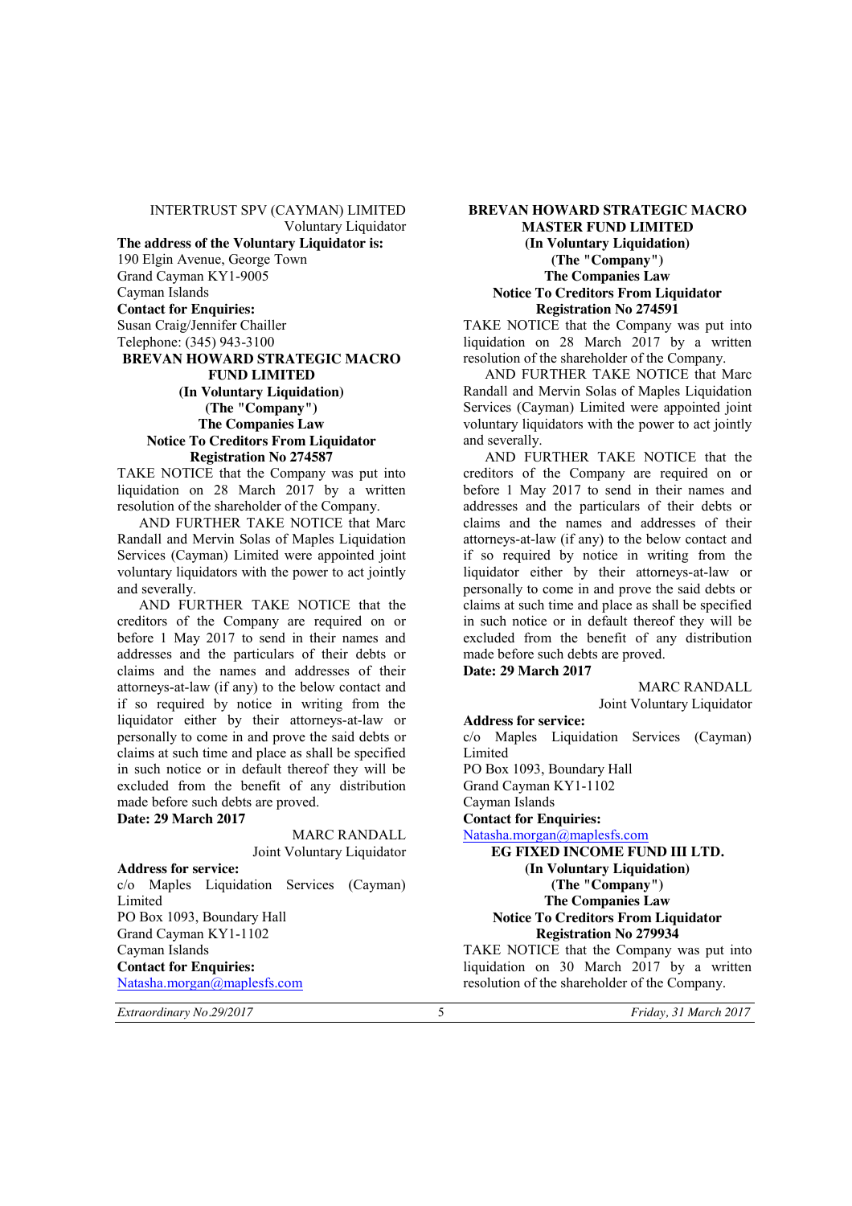INTERTRUST SPV (CAYMAN) LIMITED
Voluntary Liquidator

**The address of the Voluntary Liquidator is:**
190 Elgin Avenue, George Town
Grand Cayman KY1-9005
Cayman Islands

**Contact for Enquiries:**
Susan Craig/Jennifer Chailler
Telephone: (345) 943-3100

**BREVAN HOWARD STRATEGIC MACRO FUND LIMITED**
**(In Voluntary Liquidation)**
**(The "Company")**
**The Companies Law**
**Notice To Creditors From Liquidator**
**Registration No 274587**

TAKE NOTICE that the Company was put into liquidation on 28 March 2017 by a written resolution of the shareholder of the Company.

AND FURTHER TAKE NOTICE that Marc Randall and Mervin Solas of Maples Liquidation Services (Cayman) Limited were appointed joint voluntary liquidators with the power to act jointly and severally.

AND FURTHER TAKE NOTICE that the creditors of the Company are required on or before 1 May 2017 to send in their names and addresses and the particulars of their debts or claims and the names and addresses of their attorneys-at-law (if any) to the below contact and if so required by notice in writing from the liquidator either by their attorneys-at-law or personally to come in and prove the said debts or claims at such time and place as shall be specified in such notice or in default thereof they will be excluded from the benefit of any distribution made before such debts are proved.

**Date: 29 March 2017**

MARC RANDALL
Joint Voluntary Liquidator

**Address for service:**
c/o Maples Liquidation Services (Cayman) Limited
PO Box 1093, Boundary Hall
Grand Cayman KY1-1102
Cayman Islands

**Contact for Enquiries:**
Natasha.morgan@maplesfs.com

**BREVAN HOWARD STRATEGIC MACRO MASTER FUND LIMITED**
**(In Voluntary Liquidation)**
**(The "Company")**
**The Companies Law**
**Notice To Creditors From Liquidator**
**Registration No 274591**

TAKE NOTICE that the Company was put into liquidation on 28 March 2017 by a written resolution of the shareholder of the Company.

AND FURTHER TAKE NOTICE that Marc Randall and Mervin Solas of Maples Liquidation Services (Cayman) Limited were appointed joint voluntary liquidators with the power to act jointly and severally.

AND FURTHER TAKE NOTICE that the creditors of the Company are required on or before 1 May 2017 to send in their names and addresses and the particulars of their debts or claims and the names and addresses of their attorneys-at-law (if any) to the below contact and if so required by notice in writing from the liquidator either by their attorneys-at-law or personally to come in and prove the said debts or claims at such time and place as shall be specified in such notice or in default thereof they will be excluded from the benefit of any distribution made before such debts are proved.

**Date: 29 March 2017**

MARC RANDALL
Joint Voluntary Liquidator

**Address for service:**
c/o Maples Liquidation Services (Cayman) Limited
PO Box 1093, Boundary Hall
Grand Cayman KY1-1102
Cayman Islands

**Contact for Enquiries:**
Natasha.morgan@maplesfs.com

**EG FIXED INCOME FUND III LTD.**
**(In Voluntary Liquidation)**
**(The "Company")**
**The Companies Law**
**Notice To Creditors From Liquidator**
**Registration No 279934**

TAKE NOTICE that the Company was put into liquidation on 30 March 2017 by a written resolution of the shareholder of the Company.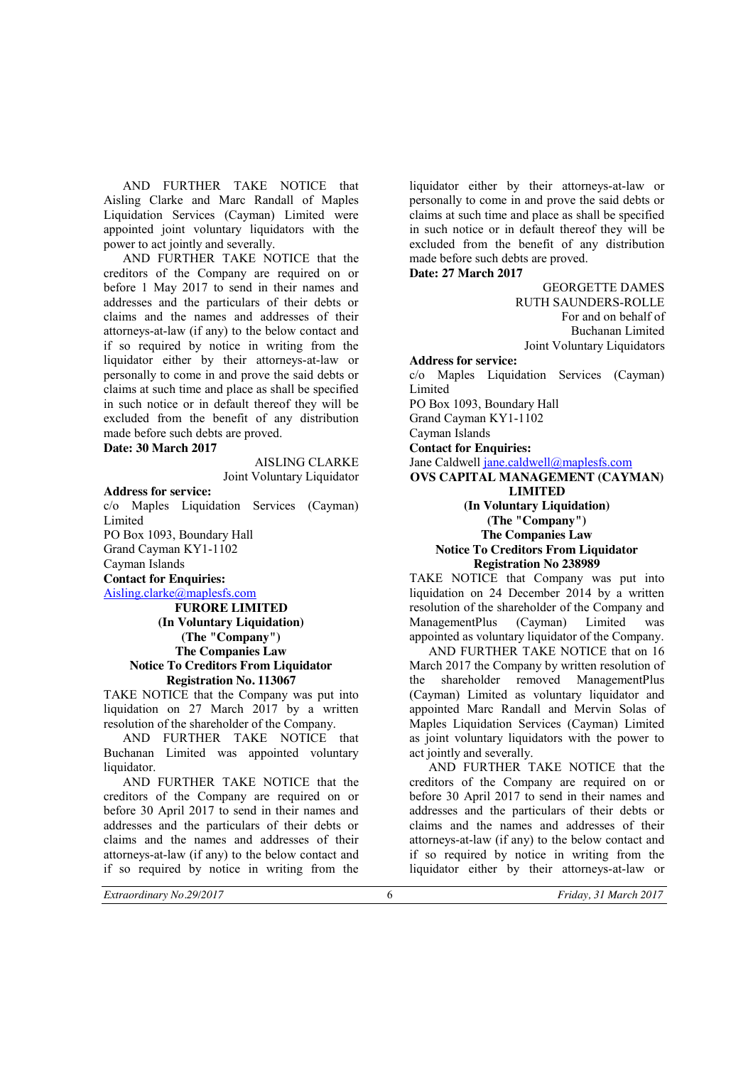AND FURTHER TAKE NOTICE that Aisling Clarke and Marc Randall of Maples Liquidation Services (Cayman) Limited were appointed joint voluntary liquidators with the power to act jointly and severally.

AND FURTHER TAKE NOTICE that the creditors of the Company are required on or before 1 May 2017 to send in their names and addresses and the particulars of their debts or claims and the names and addresses of their attorneys-at-law (if any) to the below contact and if so required by notice in writing from the liquidator either by their attorneys-at-law or personally to come in and prove the said debts or claims at such time and place as shall be specified in such notice or in default thereof they will be excluded from the benefit of any distribution made before such debts are proved.

**Date: 30 March 2017**

AISLING CLARKE
Joint Voluntary Liquidator

**Address for service:**
c/o Maples Liquidation Services (Cayman) Limited
PO Box 1093, Boundary Hall
Grand Cayman KY1-1102
Cayman Islands
**Contact for Enquiries:**
Aisling.clarke@maplesfs.com

**FURORE LIMITED**
**(In Voluntary Liquidation)**
**(The "Company")**
**The Companies Law**
**Notice To Creditors From Liquidator**
**Registration No. 113067**

TAKE NOTICE that the Company was put into liquidation on 27 March 2017 by a written resolution of the shareholder of the Company.

AND FURTHER TAKE NOTICE that Buchanan Limited was appointed voluntary liquidator.

AND FURTHER TAKE NOTICE that the creditors of the Company are required on or before 30 April 2017 to send in their names and addresses and the particulars of their debts or claims and the names and addresses of their attorneys-at-law (if any) to the below contact and if so required by notice in writing from the liquidator either by their attorneys-at-law or personally to come in and prove the said debts or claims at such time and place as shall be specified in such notice or in default thereof they will be excluded from the benefit of any distribution made before such debts are proved.

**Date: 27 March 2017**

GEORGETTE DAMES
RUTH SAUNDERS-ROLLE
For and on behalf of
Buchanan Limited
Joint Voluntary Liquidators

**Address for service:**
c/o Maples Liquidation Services (Cayman) Limited
PO Box 1093, Boundary Hall
Grand Cayman KY1-1102
Cayman Islands
**Contact for Enquiries:**
Jane Caldwell jane.caldwell@maplesfs.com

**OVS CAPITAL MANAGEMENT (CAYMAN) LIMITED**
**(In Voluntary Liquidation)**
**(The "Company")**
**The Companies Law**
**Notice To Creditors From Liquidator**
**Registration No 238989**

TAKE NOTICE that Company was put into liquidation on 24 December 2014 by a written resolution of the shareholder of the Company and ManagementPlus (Cayman) Limited was appointed as voluntary liquidator of the Company.

AND FURTHER TAKE NOTICE that on 16 March 2017 the Company by written resolution of the shareholder removed ManagementPlus (Cayman) Limited as voluntary liquidator and appointed Marc Randall and Mervin Solas of Maples Liquidation Services (Cayman) Limited as joint voluntary liquidators with the power to act jointly and severally.

AND FURTHER TAKE NOTICE that the creditors of the Company are required on or before 30 April 2017 to send in their names and addresses and the particulars of their debts or claims and the names and addresses of their attorneys-at-law (if any) to the below contact and if so required by notice in writing from the liquidator either by their attorneys-at-law or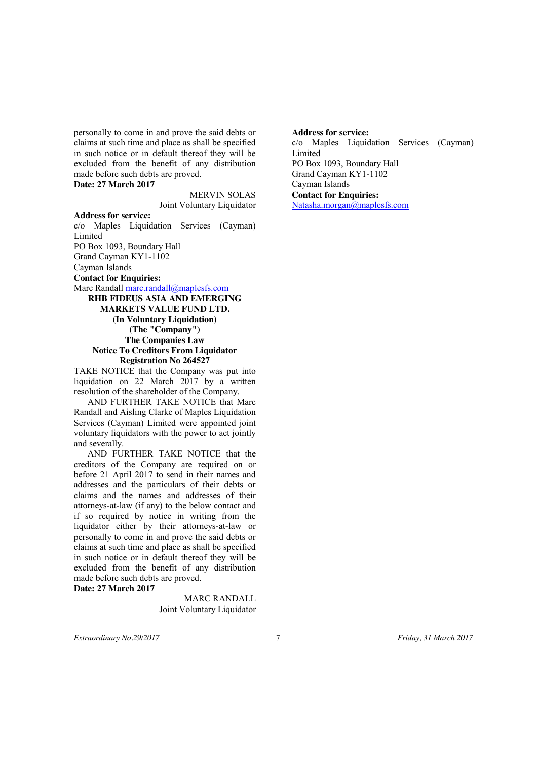personally to come in and prove the said debts or claims at such time and place as shall be specified in such notice or in default thereof they will be excluded from the benefit of any distribution made before such debts are proved.

**Date: 27 March 2017**

MERVIN SOLAS
Joint Voluntary Liquidator

**Address for service:**
c/o Maples Liquidation Services (Cayman) Limited
PO Box 1093, Boundary Hall
Grand Cayman KY1-1102
Cayman Islands

**Contact for Enquiries:**
Marc Randall marc.randall@maplesfs.com

**RHB FIDEUS ASIA AND EMERGING MARKETS VALUE FUND LTD.**
**(In Voluntary Liquidation)**
**(The "Company")**
**The Companies Law**
**Notice To Creditors From Liquidator**
**Registration No 264527**

TAKE NOTICE that the Company was put into liquidation on 22 March 2017 by a written resolution of the shareholder of the Company.

AND FURTHER TAKE NOTICE that Marc Randall and Aisling Clarke of Maples Liquidation Services (Cayman) Limited were appointed joint voluntary liquidators with the power to act jointly and severally.

AND FURTHER TAKE NOTICE that the creditors of the Company are required on or before 21 April 2017 to send in their names and addresses and the particulars of their debts or claims and the names and addresses of their attorneys-at-law (if any) to the below contact and if so required by notice in writing from the liquidator either by their attorneys-at-law or personally to come in and prove the said debts or claims at such time and place as shall be specified in such notice or in default thereof they will be excluded from the benefit of any distribution made before such debts are proved.

**Date: 27 March 2017**

MARC RANDALL
Joint Voluntary Liquidator

**Address for service:**
c/o Maples Liquidation Services (Cayman) Limited
PO Box 1093, Boundary Hall
Grand Cayman KY1-1102
Cayman Islands

**Contact for Enquiries:**
Natasha.morgan@maplesfs.com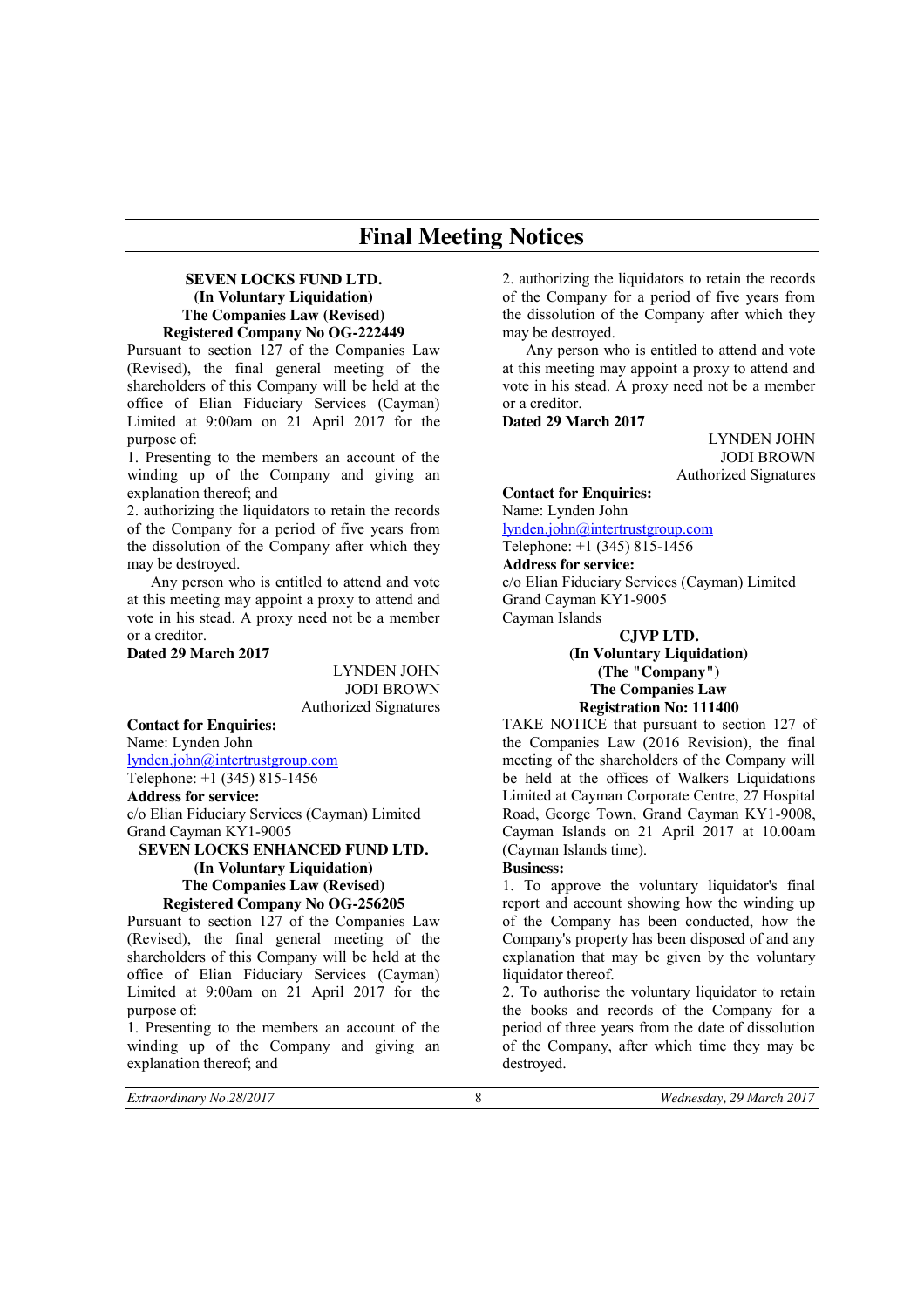# Final Meeting Notices

**SEVEN LOCKS FUND LTD.**
**(In Voluntary Liquidation)**
**The Companies Law (Revised)**
**Registered Company No OG-222449**

Pursuant to section 127 of the Companies Law (Revised), the final general meeting of the shareholders of this Company will be held at the office of Elian Fiduciary Services (Cayman) Limited at 9:00am on 21 April 2017 for the purpose of:

1. Presenting to the members an account of the winding up of the Company and giving an explanation thereof; and
2. authorizing the liquidators to retain the records of the Company for a period of five years from the dissolution of the Company after which they may be destroyed.

Any person who is entitled to attend and vote at this meeting may appoint a proxy to attend and vote in his stead. A proxy need not be a member or a creditor.

**Dated 29 March 2017**

LYNDEN JOHN
JODI BROWN
Authorized Signatures

**Contact for Enquiries:**
Name: Lynden John
lynden.john@intertrustgroup.com
Telephone: +1 (345) 815-1456

**Address for service:**
c/o Elian Fiduciary Services (Cayman) Limited
Grand Cayman KY1-9005

**SEVEN LOCKS ENHANCED FUND LTD.**
**(In Voluntary Liquidation)**
**The Companies Law (Revised)**
**Registered Company No OG-256205**

Pursuant to section 127 of the Companies Law (Revised), the final general meeting of the shareholders of this Company will be held at the office of Elian Fiduciary Services (Cayman) Limited at 9:00am on 21 April 2017 for the purpose of:

1. Presenting to the members an account of the winding up of the Company and giving an explanation thereof; and
2. authorizing the liquidators to retain the records of the Company for a period of five years from the dissolution of the Company after which they may be destroyed.

Any person who is entitled to attend and vote at this meeting may appoint a proxy to attend and vote in his stead. A proxy need not be a member or a creditor.

**Dated 29 March 2017**

LYNDEN JOHN
JODI BROWN
Authorized Signatures

**Contact for Enquiries:**
Name: Lynden John
lynden.john@intertrustgroup.com
Telephone: +1 (345) 815-1456

**Address for service:**
c/o Elian Fiduciary Services (Cayman) Limited
Grand Cayman KY1-9005
Cayman Islands

**CJVP LTD.**
**(In Voluntary Liquidation)**
**(The "Company")**
**The Companies Law**
**Registration No: 111400**

TAKE NOTICE that pursuant to section 127 of the Companies Law (2016 Revision), the final meeting of the shareholders of the Company will be held at the offices of Walkers Liquidations Limited at Cayman Corporate Centre, 27 Hospital Road, George Town, Grand Cayman KY1-9008, Cayman Islands on 21 April 2017 at 10.00am (Cayman Islands time).

**Business:**

1. To approve the voluntary liquidator's final report and account showing how the winding up of the Company has been conducted, how the Company's property has been disposed of and any explanation that may be given by the voluntary liquidator thereof.
2. To authorise the voluntary liquidator to retain the books and records of the Company for a period of three years from the date of dissolution of the Company, after which time they may be destroyed.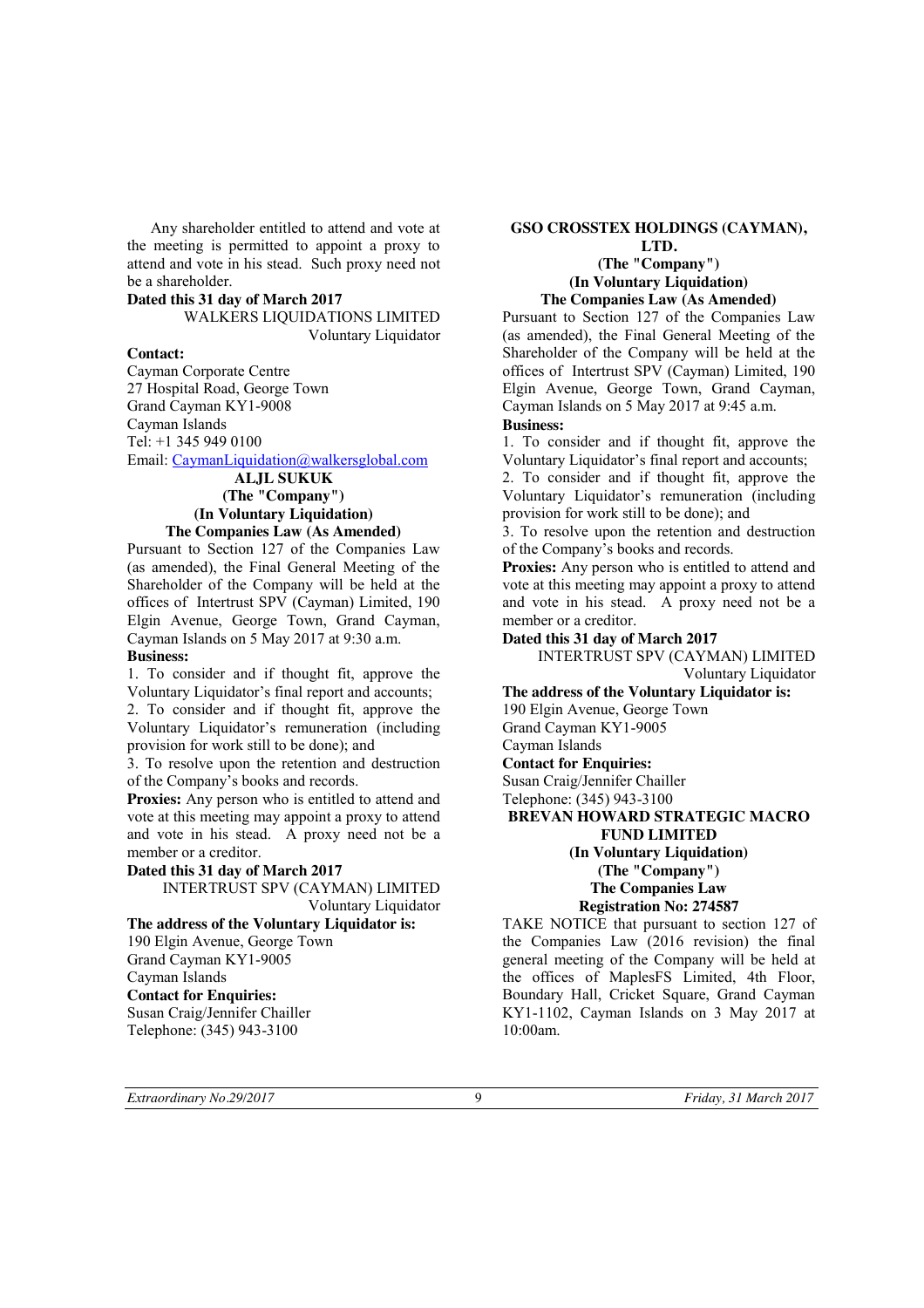Any shareholder entitled to attend and vote at the meeting is permitted to appoint a proxy to attend and vote in his stead. Such proxy need not be a shareholder.

**Dated this 31 day of March 2017**

WALKERS LIQUIDATIONS LIMITED
Voluntary Liquidator

**Contact:**
Cayman Corporate Centre
27 Hospital Road, George Town
Grand Cayman KY1-9008
Cayman Islands
Tel: +1 345 949 0100
Email: CaymanLiquidation@walkersglobal.com

**ALJL SUKUK**
**(The "Company")**
**(In Voluntary Liquidation)**
**The Companies Law (As Amended)**

Pursuant to Section 127 of the Companies Law (as amended), the Final General Meeting of the Shareholder of the Company will be held at the offices of Intertrust SPV (Cayman) Limited, 190 Elgin Avenue, George Town, Grand Cayman, Cayman Islands on 5 May 2017 at 9:30 a.m.

**Business:**

1. To consider and if thought fit, approve the Voluntary Liquidator's final report and accounts;
2. To consider and if thought fit, approve the Voluntary Liquidator's remuneration (including provision for work still to be done); and
3. To resolve upon the retention and destruction of the Company's books and records.

**Proxies:** Any person who is entitled to attend and vote at this meeting may appoint a proxy to attend and vote in his stead. A proxy need not be a member or a creditor.

**Dated this 31 day of March 2017**

INTERTRUST SPV (CAYMAN) LIMITED
Voluntary Liquidator

**The address of the Voluntary Liquidator is:**
190 Elgin Avenue, George Town
Grand Cayman KY1-9005
Cayman Islands

**Contact for Enquiries:**
Susan Craig/Jennifer Chailler
Telephone: (345) 943-3100

**GSO CROSSTEX HOLDINGS (CAYMAN), LTD.**
**(The "Company")**
**(In Voluntary Liquidation)**
**The Companies Law (As Amended)**

Pursuant to Section 127 of the Companies Law (as amended), the Final General Meeting of the Shareholder of the Company will be held at the offices of Intertrust SPV (Cayman) Limited, 190 Elgin Avenue, George Town, Grand Cayman, Cayman Islands on 5 May 2017 at 9:45 a.m.

**Business:**

1. To consider and if thought fit, approve the Voluntary Liquidator's final report and accounts;
2. To consider and if thought fit, approve the Voluntary Liquidator's remuneration (including provision for work still to be done); and
3. To resolve upon the retention and destruction of the Company's books and records.

**Proxies:** Any person who is entitled to attend and vote at this meeting may appoint a proxy to attend and vote in his stead. A proxy need not be a member or a creditor.

**Dated this 31 day of March 2017**

INTERTRUST SPV (CAYMAN) LIMITED
Voluntary Liquidator

**The address of the Voluntary Liquidator is:**
190 Elgin Avenue, George Town
Grand Cayman KY1-9005
Cayman Islands

**Contact for Enquiries:**
Susan Craig/Jennifer Chailler
Telephone: (345) 943-3100

**BREVAN HOWARD STRATEGIC MACRO FUND LIMITED**
**(In Voluntary Liquidation)**
**(The "Company")**
**The Companies Law**
**Registration No: 274587**

TAKE NOTICE that pursuant to section 127 of the Companies Law (2016 revision) the final general meeting of the Company will be held at the offices of MaplesFS Limited, 4th Floor, Boundary Hall, Cricket Square, Grand Cayman KY1-1102, Cayman Islands on 3 May 2017 at 10:00am.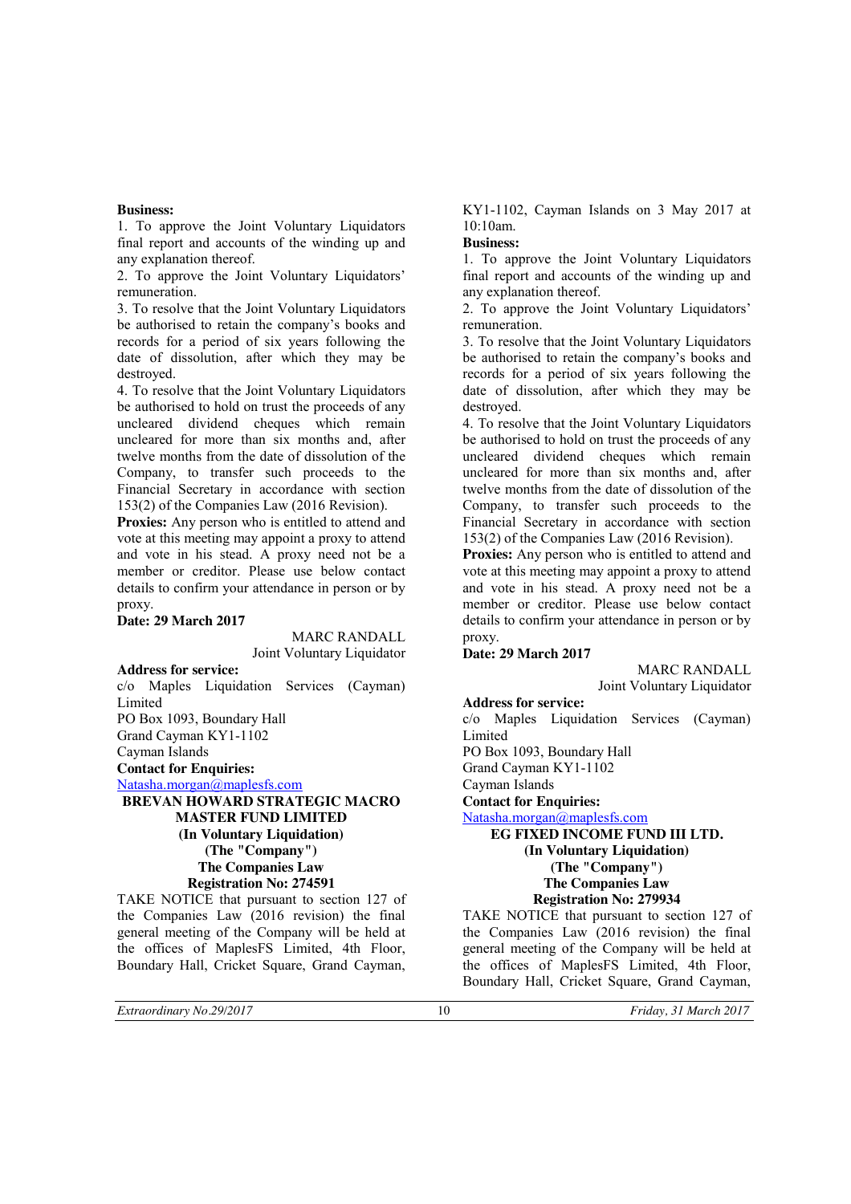**Business:**

1. To approve the Joint Voluntary Liquidators final report and accounts of the winding up and any explanation thereof.
2. To approve the Joint Voluntary Liquidators' remuneration.
3. To resolve that the Joint Voluntary Liquidators be authorised to retain the company's books and records for a period of six years following the date of dissolution, after which they may be destroyed.
4. To resolve that the Joint Voluntary Liquidators be authorised to hold on trust the proceeds of any uncleared dividend cheques which remain uncleared for more than six months and, after twelve months from the date of dissolution of the Company, to transfer such proceeds to the Financial Secretary in accordance with section 153(2) of the Companies Law (2016 Revision).

**Proxies:** Any person who is entitled to attend and vote at this meeting may appoint a proxy to attend and vote in his stead. A proxy need not be a member or creditor. Please use below contact details to confirm your attendance in person or by proxy.

**Date: 29 March 2017**

MARC RANDALL
Joint Voluntary Liquidator

**Address for service:**
c/o Maples Liquidation Services (Cayman) Limited
PO Box 1093, Boundary Hall
Grand Cayman KY1-1102
Cayman Islands

**Contact for Enquiries:**
Natasha.morgan@maplesfs.com

**BREVAN HOWARD STRATEGIC MACRO MASTER FUND LIMITED**
**(In Voluntary Liquidation)**
**(The "Company")**
**The Companies Law**
**Registration No: 274591**

TAKE NOTICE that pursuant to section 127 of the Companies Law (2016 revision) the final general meeting of the Company will be held at the offices of MaplesFS Limited, 4th Floor, Boundary Hall, Cricket Square, Grand Cayman, KY1-1102, Cayman Islands on 3 May 2017 at 10:10am.

**Business:**

1. To approve the Joint Voluntary Liquidators final report and accounts of the winding up and any explanation thereof.
2. To approve the Joint Voluntary Liquidators' remuneration.
3. To resolve that the Joint Voluntary Liquidators be authorised to retain the company's books and records for a period of six years following the date of dissolution, after which they may be destroyed.
4. To resolve that the Joint Voluntary Liquidators be authorised to hold on trust the proceeds of any uncleared dividend cheques which remain uncleared for more than six months and, after twelve months from the date of dissolution of the Company, to transfer such proceeds to the Financial Secretary in accordance with section 153(2) of the Companies Law (2016 Revision).

**Proxies:** Any person who is entitled to attend and vote at this meeting may appoint a proxy to attend and vote in his stead. A proxy need not be a member or creditor. Please use below contact details to confirm your attendance in person or by proxy.

**Date: 29 March 2017**

MARC RANDALL
Joint Voluntary Liquidator

**Address for service:**
c/o Maples Liquidation Services (Cayman) Limited
PO Box 1093, Boundary Hall
Grand Cayman KY1-1102
Cayman Islands

**Contact for Enquiries:**
Natasha.morgan@maplesfs.com

**EG FIXED INCOME FUND III LTD.**
**(In Voluntary Liquidation)**
**(The "Company")**
**The Companies Law**
**Registration No: 279934**

TAKE NOTICE that pursuant to section 127 of the Companies Law (2016 revision) the final general meeting of the Company will be held at the offices of MaplesFS Limited, 4th Floor, Boundary Hall, Cricket Square, Grand Cayman,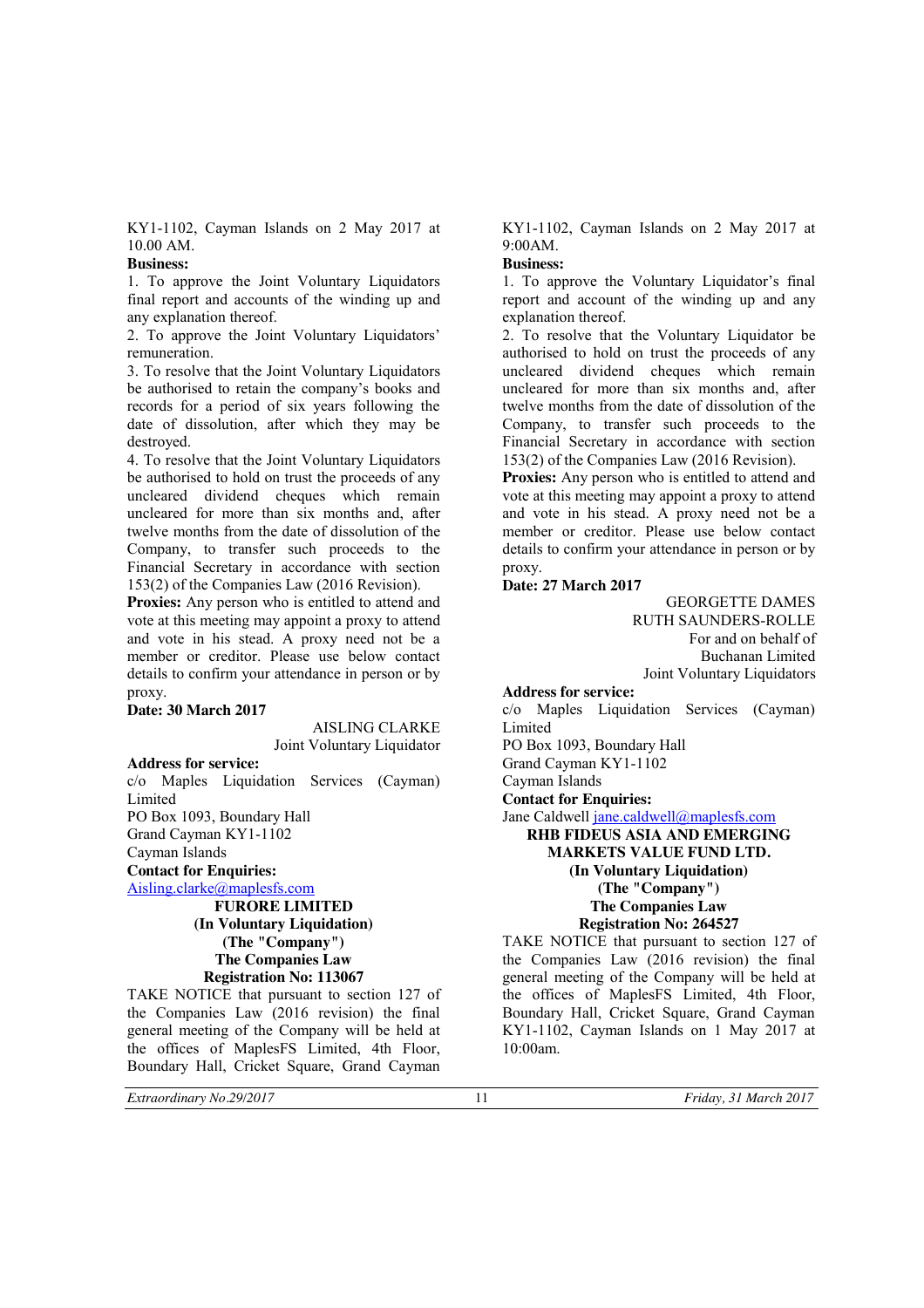KY1-1102, Cayman Islands on 2 May 2017 at 10.00 AM.

**Business:**

1. To approve the Joint Voluntary Liquidators final report and accounts of the winding up and any explanation thereof.
2. To approve the Joint Voluntary Liquidators' remuneration.
3. To resolve that the Joint Voluntary Liquidators be authorised to retain the company's books and records for a period of six years following the date of dissolution, after which they may be destroyed.
4. To resolve that the Joint Voluntary Liquidators be authorised to hold on trust the proceeds of any uncleared dividend cheques which remain uncleared for more than six months and, after twelve months from the date of dissolution of the Company, to transfer such proceeds to the Financial Secretary in accordance with section 153(2) of the Companies Law (2016 Revision).

**Proxies:** Any person who is entitled to attend and vote at this meeting may appoint a proxy to attend and vote in his stead. A proxy need not be a member or creditor. Please use below contact details to confirm your attendance in person or by proxy.

**Date: 30 March 2017**

AISLING CLARKE
Joint Voluntary Liquidator

**Address for service:**
c/o Maples Liquidation Services (Cayman) Limited
PO Box 1093, Boundary Hall
Grand Cayman KY1-1102
Cayman Islands

**Contact for Enquiries:**
Aisling.clarke@maplesfs.com

**FURORE LIMITED**
**(In Voluntary Liquidation)**
**(The "Company")**
**The Companies Law**
**Registration No: 113067**

TAKE NOTICE that pursuant to section 127 of the Companies Law (2016 revision) the final general meeting of the Company will be held at the offices of MaplesFS Limited, 4th Floor, Boundary Hall, Cricket Square, Grand Cayman KY1-1102, Cayman Islands on 2 May 2017 at 9:00AM.

**Business:**

1. To approve the Voluntary Liquidator's final report and account of the winding up and any explanation thereof.
2. To resolve that the Voluntary Liquidator be authorised to hold on trust the proceeds of any uncleared dividend cheques which remain uncleared for more than six months and, after twelve months from the date of dissolution of the Company, to transfer such proceeds to the Financial Secretary in accordance with section 153(2) of the Companies Law (2016 Revision).

**Proxies:** Any person who is entitled to attend and vote at this meeting may appoint a proxy to attend and vote in his stead. A proxy need not be a member or creditor. Please use below contact details to confirm your attendance in person or by proxy.

**Date: 27 March 2017**

GEORGETTE DAMES
RUTH SAUNDERS-ROLLE
For and on behalf of
Buchanan Limited
Joint Voluntary Liquidators

**Address for service:**
c/o Maples Liquidation Services (Cayman) Limited
PO Box 1093, Boundary Hall
Grand Cayman KY1-1102
Cayman Islands

**Contact for Enquiries:**
Jane Caldwell jane.caldwell@maplesfs.com

**RHB FIDEUS ASIA AND EMERGING MARKETS VALUE FUND LTD.**
**(In Voluntary Liquidation)**
**(The "Company")**
**The Companies Law**
**Registration No: 264527**

TAKE NOTICE that pursuant to section 127 of the Companies Law (2016 revision) the final general meeting of the Company will be held at the offices of MaplesFS Limited, 4th Floor, Boundary Hall, Cricket Square, Grand Cayman KY1-1102, Cayman Islands on 1 May 2017 at 10:00am.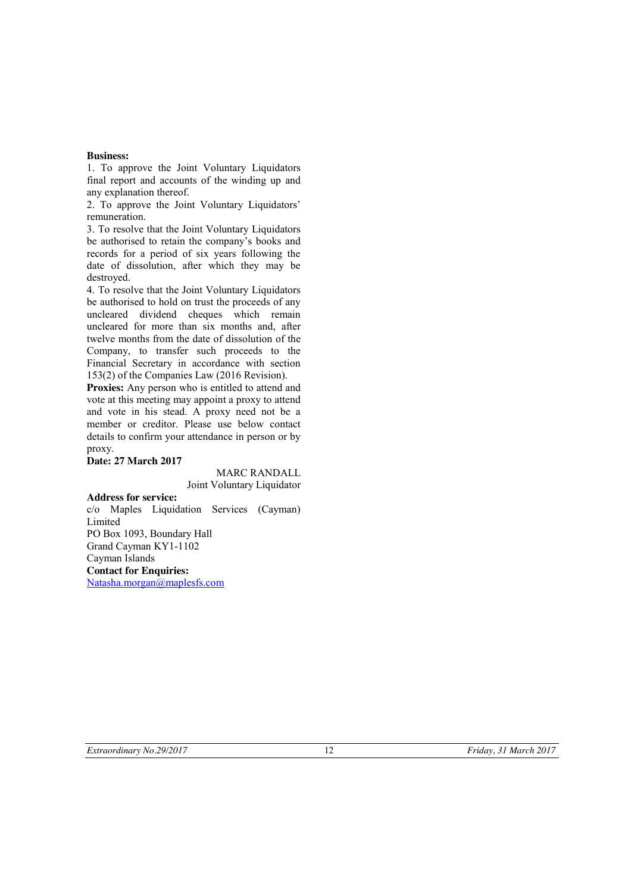**Business:**

1. To approve the Joint Voluntary Liquidators final report and accounts of the winding up and any explanation thereof.
2. To approve the Joint Voluntary Liquidators' remuneration.
3. To resolve that the Joint Voluntary Liquidators be authorised to retain the company's books and records for a period of six years following the date of dissolution, after which they may be destroyed.
4. To resolve that the Joint Voluntary Liquidators be authorised to hold on trust the proceeds of any uncleared dividend cheques which remain uncleared for more than six months and, after twelve months from the date of dissolution of the Company, to transfer such proceeds to the Financial Secretary in accordance with section 153(2) of the Companies Law (2016 Revision).

**Proxies:** Any person who is entitled to attend and vote at this meeting may appoint a proxy to attend and vote in his stead. A proxy need not be a member or creditor. Please use below contact details to confirm your attendance in person or by proxy.

**Date: 27 March 2017**

MARC RANDALL
Joint Voluntary Liquidator

**Address for service:**
c/o Maples Liquidation Services (Cayman) Limited
PO Box 1093, Boundary Hall
Grand Cayman KY1-1102
Cayman Islands

**Contact for Enquiries:**
Natasha.morgan@maplesfs.com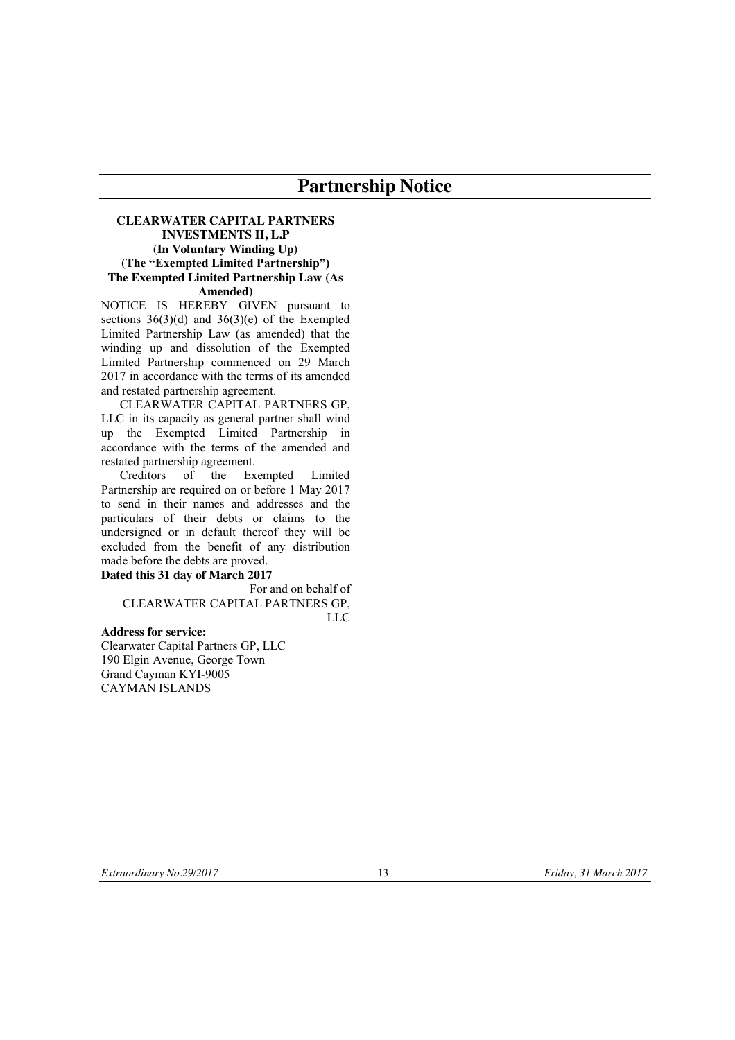# Partnership Notice

**CLEARWATER CAPITAL PARTNERS INVESTMENTS II, L.P**
**(In Voluntary Winding Up)**
**(The "Exempted Limited Partnership")**
**The Exempted Limited Partnership Law (As Amended)**

NOTICE IS HEREBY GIVEN pursuant to sections 36(3)(d) and 36(3)(e) of the Exempted Limited Partnership Law (as amended) that the winding up and dissolution of the Exempted Limited Partnership commenced on 29 March 2017 in accordance with the terms of its amended and restated partnership agreement.

CLEARWATER CAPITAL PARTNERS GP, LLC in its capacity as general partner shall wind up the Exempted Limited Partnership in accordance with the terms of the amended and restated partnership agreement.

Creditors of the Exempted Limited Partnership are required on or before 1 May 2017 to send in their names and addresses and the particulars of their debts or claims to the undersigned or in default thereof they will be excluded from the benefit of any distribution made before the debts are proved.

**Dated this 31 day of March 2017**

For and on behalf of
CLEARWATER CAPITAL PARTNERS GP, LLC

**Address for service:**
Clearwater Capital Partners GP, LLC
190 Elgin Avenue, George Town
Grand Cayman KYI-9005
CAYMAN ISLANDS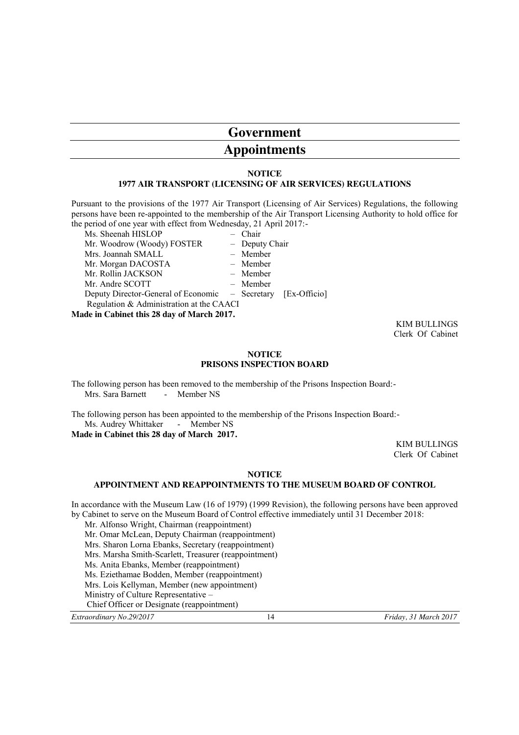# Government

# Appointments

**NOTICE**

**1977 AIR TRANSPORT (LICENSING OF AIR SERVICES) REGULATIONS**

Pursuant to the provisions of the 1977 Air Transport (Licensing of Air Services) Regulations, the following persons have been re-appointed to the membership of the Air Transport Licensing Authority to hold office for the period of one year with effect from Wednesday, 21 April 2017:-

| | |
|---|---|
| Ms. Sheenah HISLOP | – Chair |
| Mr. Woodrow (Woody) FOSTER | – Deputy Chair |
| Mrs. Joannah SMALL | – Member |
| Mr. Morgan DACOSTA | – Member |
| Mr. Rollin JACKSON | – Member |
| Mr. Andre SCOTT | – Member |
| Deputy Director-General of Economic Regulation & Administration at the CAACI | – Secretary [Ex-Officio] |

**Made in Cabinet this 28 day of March 2017.**

KIM BULLINGS
Clerk Of Cabinet

**NOTICE**

**PRISONS INSPECTION BOARD**

The following person has been removed to the membership of the Prisons Inspection Board:-

Mrs. Sara Barnett - Member NS

The following person has been appointed to the membership of the Prisons Inspection Board:-

Ms. Audrey Whittaker - Member NS

**Made in Cabinet this 28 day of March 2017.**

KIM BULLINGS
Clerk Of Cabinet

**NOTICE**

**APPOINTMENT AND REAPPOINTMENTS TO THE MUSEUM BOARD OF CONTROL**

In accordance with the Museum Law (16 of 1979) (1999 Revision), the following persons have been approved by Cabinet to serve on the Museum Board of Control effective immediately until 31 December 2018:

Mr. Alfonso Wright, Chairman (reappointment)
Mr. Omar McLean, Deputy Chairman (reappointment)
Mrs. Sharon Lorna Ebanks, Secretary (reappointment)
Mrs. Marsha Smith-Scarlett, Treasurer (reappointment)
Ms. Anita Ebanks, Member (reappointment)
Ms. Eziethamae Bodden, Member (reappointment)
Mrs. Lois Kellyman, Member (new appointment)
Ministry of Culture Representative –
Chief Officer or Designate (reappointment)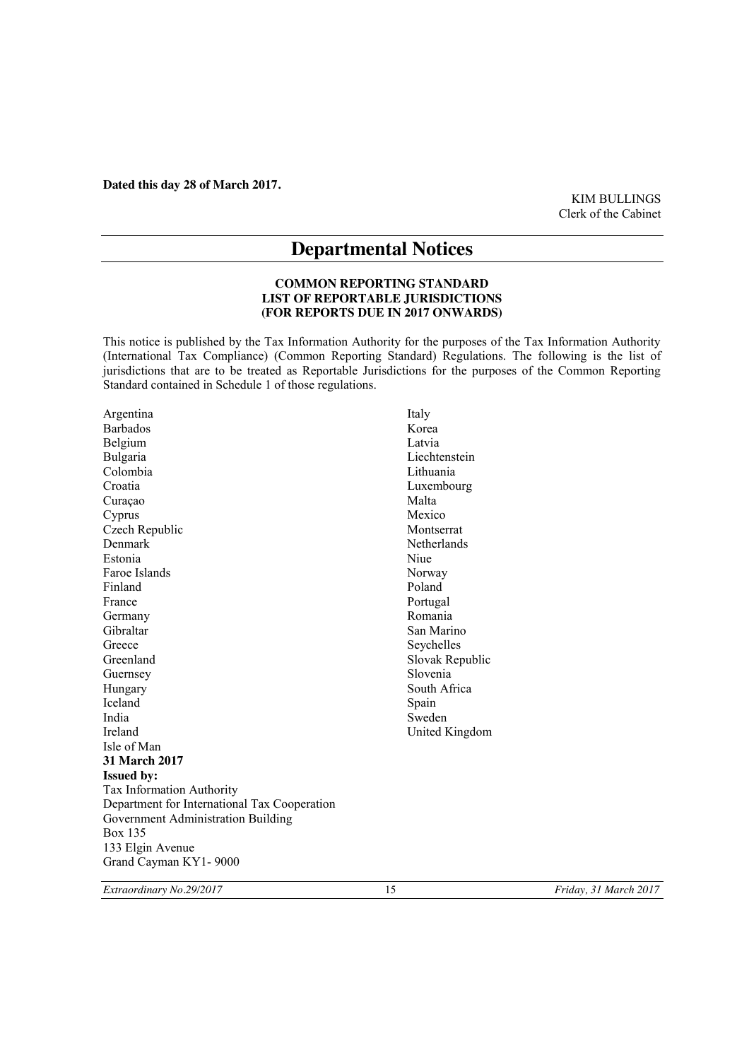**Dated this day 28 of March 2017.**

KIM BULLINGS
Clerk of the Cabinet

# Departmental Notices

**COMMON REPORTING STANDARD**
**LIST OF REPORTABLE JURISDICTIONS**
**(FOR REPORTS DUE IN 2017 ONWARDS)**

This notice is published by the Tax Information Authority for the purposes of the Tax Information Authority (International Tax Compliance) (Common Reporting Standard) Regulations. The following is the list of jurisdictions that are to be treated as Reportable Jurisdictions for the purposes of the Common Reporting Standard contained in Schedule 1 of those regulations.

Argentina
Barbados
Belgium
Bulgaria
Colombia
Croatia
Curaçao
Cyprus
Czech Republic
Denmark
Estonia
Faroe Islands
Finland
France
Germany
Gibraltar
Greece
Greenland
Guernsey
Hungary
Iceland
India
Ireland
Isle of Man
Italy
Korea
Latvia
Liechtenstein
Lithuania
Luxembourg
Malta
Mexico
Montserrat
Netherlands
Niue
Norway
Poland
Portugal
Romania
San Marino
Seychelles
Slovak Republic
Slovenia
South Africa
Spain
Sweden
United Kingdom

**31 March 2017**
**Issued by:**
Tax Information Authority
Department for International Tax Cooperation
Government Administration Building
Box 135
133 Elgin Avenue
Grand Cayman KY1- 9000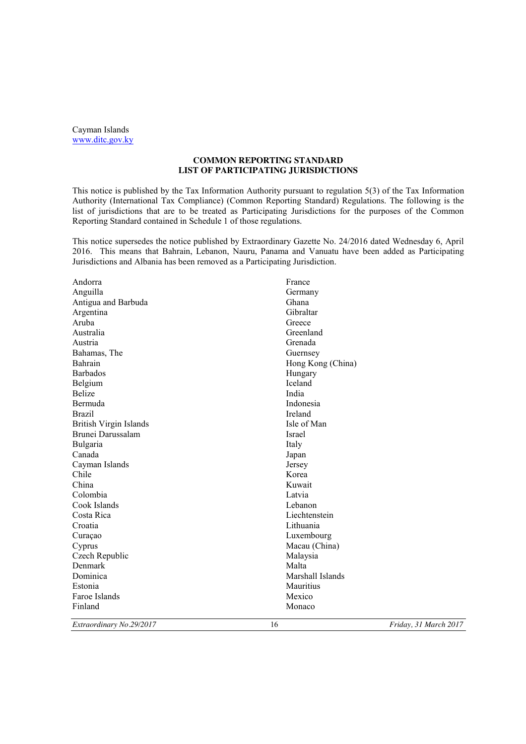Cayman Islands
www.ditc.gov.ky

**COMMON REPORTING STANDARD**
**LIST OF PARTICIPATING JURISDICTIONS**

This notice is published by the Tax Information Authority pursuant to regulation 5(3) of the Tax Information Authority (International Tax Compliance) (Common Reporting Standard) Regulations. The following is the list of jurisdictions that are to be treated as Participating Jurisdictions for the purposes of the Common Reporting Standard contained in Schedule 1 of those regulations.

This notice supersedes the notice published by Extraordinary Gazette No. 24/2016 dated Wednesday 6, April 2016. This means that Bahrain, Lebanon, Nauru, Panama and Vanuatu have been added as Participating Jurisdictions and Albania has been removed as a Participating Jurisdiction.

Andorra
Anguilla
Antigua and Barbuda
Argentina
Aruba
Australia
Austria
Bahamas, The
Bahrain
Barbados
Belgium
Belize
Bermuda
Brazil
British Virgin Islands
Brunei Darussalam
Bulgaria
Canada
Cayman Islands
Chile
China
Colombia
Cook Islands
Costa Rica
Croatia
Curaçao
Cyprus
Czech Republic
Denmark
Dominica
Estonia
Faroe Islands
Finland
France
Germany
Ghana
Gibraltar
Greece
Greenland
Grenada
Guernsey
Hong Kong (China)
Hungary
Iceland
India
Indonesia
Ireland
Isle of Man
Israel
Italy
Japan
Jersey
Korea
Kuwait
Latvia
Lebanon
Liechtenstein
Lithuania
Luxembourg
Macau (China)
Malaysia
Malta
Marshall Islands
Mauritius
Mexico
Monaco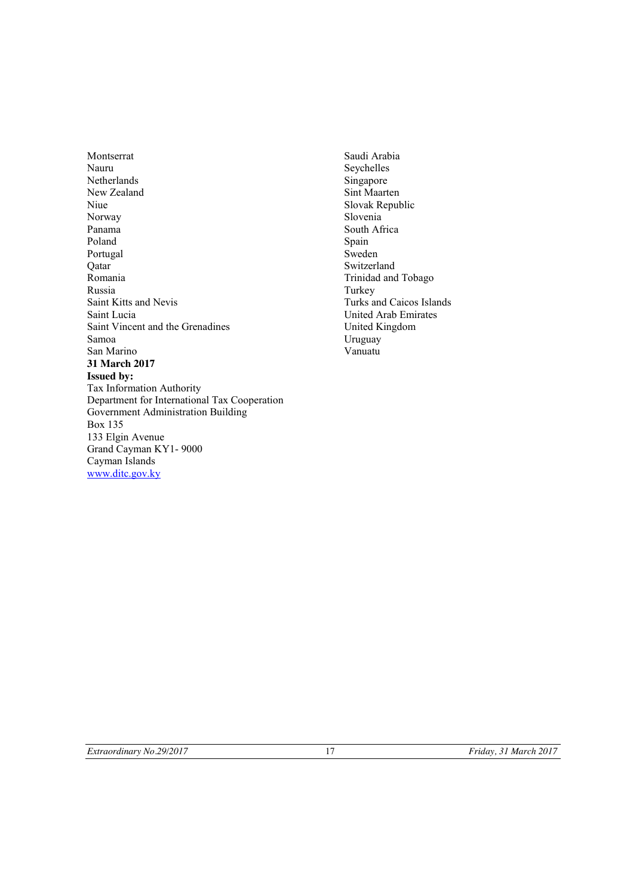Montserrat
Nauru
Netherlands
New Zealand
Niue
Norway
Panama
Poland
Portugal
Qatar
Romania
Russia
Saint Kitts and Nevis
Saint Lucia
Saint Vincent and the Grenadines
Samoa
San Marino
Saudi Arabia
Seychelles
Singapore
Sint Maarten
Slovak Republic
Slovenia
South Africa
Spain
Sweden
Switzerland
Trinidad and Tobago
Turkey
Turks and Caicos Islands
United Arab Emirates
United Kingdom
Uruguay
Vanuatu

**31 March 2017**

**Issued by:**
Tax Information Authority
Department for International Tax Cooperation
Government Administration Building
Box 135
133 Elgin Avenue
Grand Cayman KY1- 9000
Cayman Islands
www.ditc.gov.ky